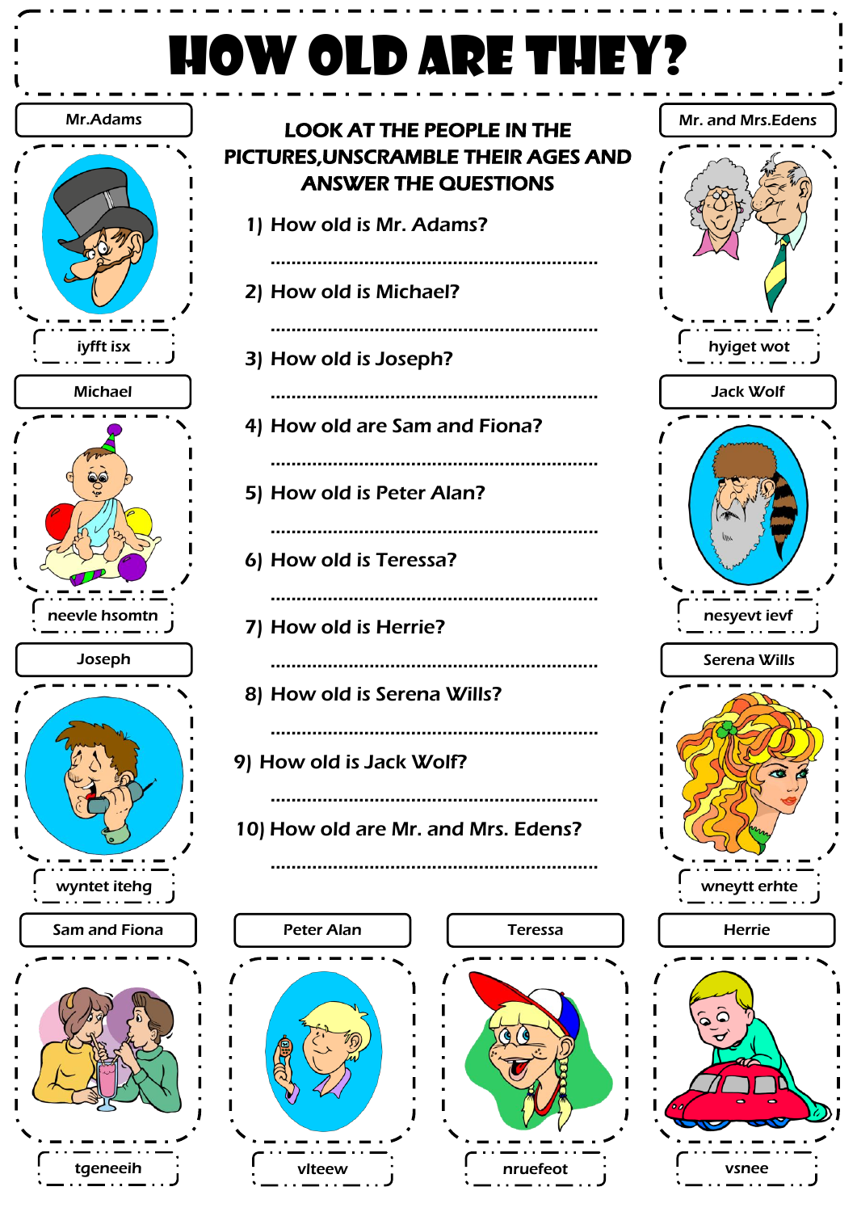# HOW OLD ARE THEY?

**LOOK AT THE PEOPLE IN THE PICTURES, UNSCRAMBLE THEIR AGES AND ANSWER THE QUESTIONS**

1) How old is Mr. Adams?

.......................................................................

2) How old is Michael?

.......................................................................

3) How old is Joseph?

.......................................................................

4) How old are Sam and Fiona?

.......................................................................

5) How old is Peter Alan?

.......................................................................

6) How old is Teressa?

.......................................................................

7) How old is Herrie?

.......................................................................

8) How old is Serena Wills?

.......................................................................

9) How old is Jack Wolf?

.......................................................................

10) How old are Mr. and Mrs. Edens?

.......................................................................

| Name | Scrambled age |
|---|---|
| Mr.Adams | iyfft isx |
| Michael | neevle hsomtn |
| Joseph | wyntet itehg |
| Mr. and Mrs.Edens | hyiget wot |
| Jack Wolf | nesyevt ievf |
| Serena Wills | wneytt erhte |
| Sam and Fiona | tgeneeih |
| Peter Alan | vlteew |
| Teressa | nruefeot |
| Herrie | vsnee |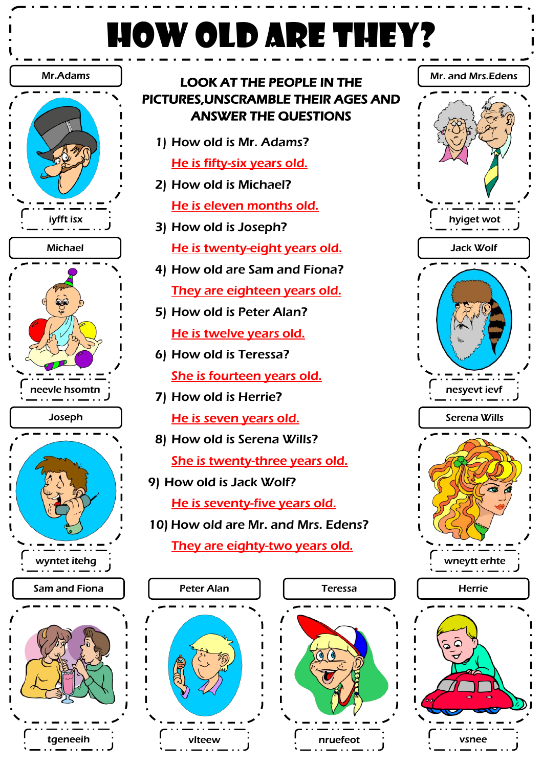# HOW OLD ARE THEY?

Mr.Adams

iyfft isx

Michael

neevle hsomtn

Joseph

wyntet itehg

Mr. and Mrs.Edens

hyiget wot

Jack Wolf

nesyevt ievf

Serena Wills

wneytt erhte

## LOOK AT THE PEOPLE IN THE PICTURES,UNSCRAMBLE THEIR AGES AND ANSWER THE QUESTIONS

1) How old is Mr. Adams?

   He is fifty-six years old.

2) How old is Michael?

   He is eleven months old.

3) How old is Joseph?

   He is twenty-eight years old.

4) How old are Sam and Fiona?

   They are eighteen years old.

5) How old is Peter Alan?

   He is twelve years old.

6) How old is Teressa?

   She is fourteen years old.

7) How old is Herrie?

   He is seven years old.

8) How old is Serena Wills?

   She is twenty-three years old.

9) How old is Jack Wolf?

   He is seventy-five years old.

10) How old are Mr. and Mrs. Edens?

    They are eighty-two years old.

Sam and Fiona

tgeneeih

Peter Alan

vlteew

Teressa

nruefeot

Herrie

vsnee